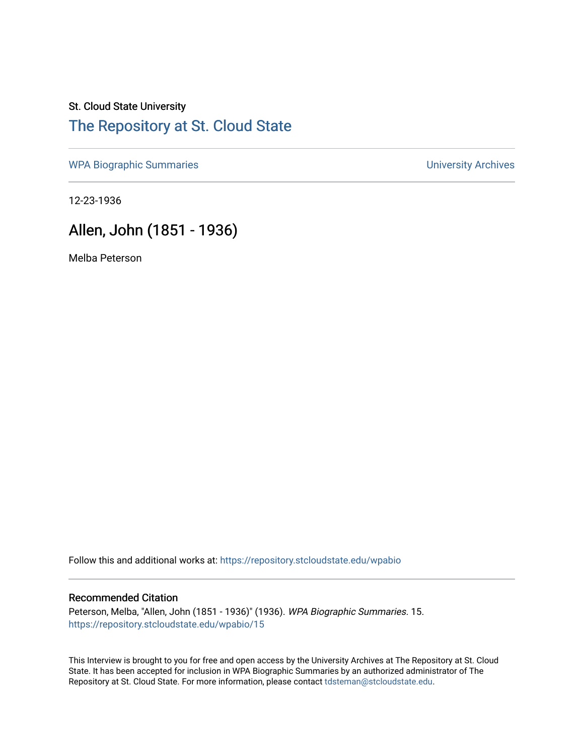St. Cloud State University

## The Repository at St. Cloud State

WPA Biographic Summaries | University Archives

12-23-1936

# Allen, John (1851 - 1936)

Melba Peterson

Follow this and additional works at: https://repository.stcloudstate.edu/wpabio

### Recommended Citation

Peterson, Melba, "Allen, John (1851 - 1936)" (1936). *WPA Biographic Summaries*. 15.
https://repository.stcloudstate.edu/wpabio/15

This Interview is brought to you for free and open access by the University Archives at The Repository at St. Cloud State. It has been accepted for inclusion in WPA Biographic Summaries by an authorized administrator of The Repository at St. Cloud State. For more information, please contact tdsteman@stcloudstate.edu.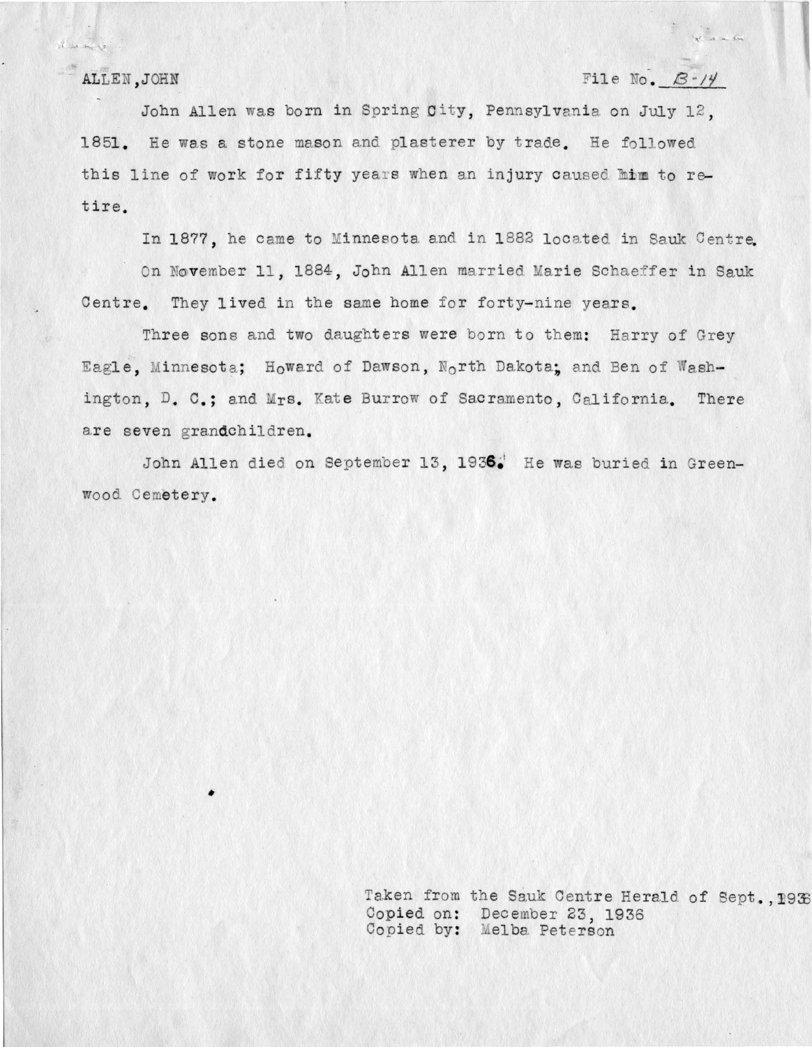ALLEN, JOHN File No. B-14

John Allen was born in Spring City, Pennsylvania on July 12, 1851. He was a stone mason and plasterer by trade. He followed this line of work for fifty years when an injury caused him to retire.

In 1877, he came to Minnesota and in 1882 located in Sauk Centre.

On November 11, 1884, John Allen married Marie Schaeffer in Sauk Centre. They lived in the same home for forty-nine years.

Three sons and two daughters were born to them: Harry of Grey Eagle, Minnesota; Howard of Dawson, North Dakota; and Ben of Washington, D. C.; and Mrs. Kate Burrow of Sacramento, California. There are seven grandchildren.

John Allen died on September 13, 1936. He was buried in Greenwood Cemetery.

Taken from the Sauk Centre Herald of Sept., 1936
Copied on: December 23, 1936
Copied by: Melba Peterson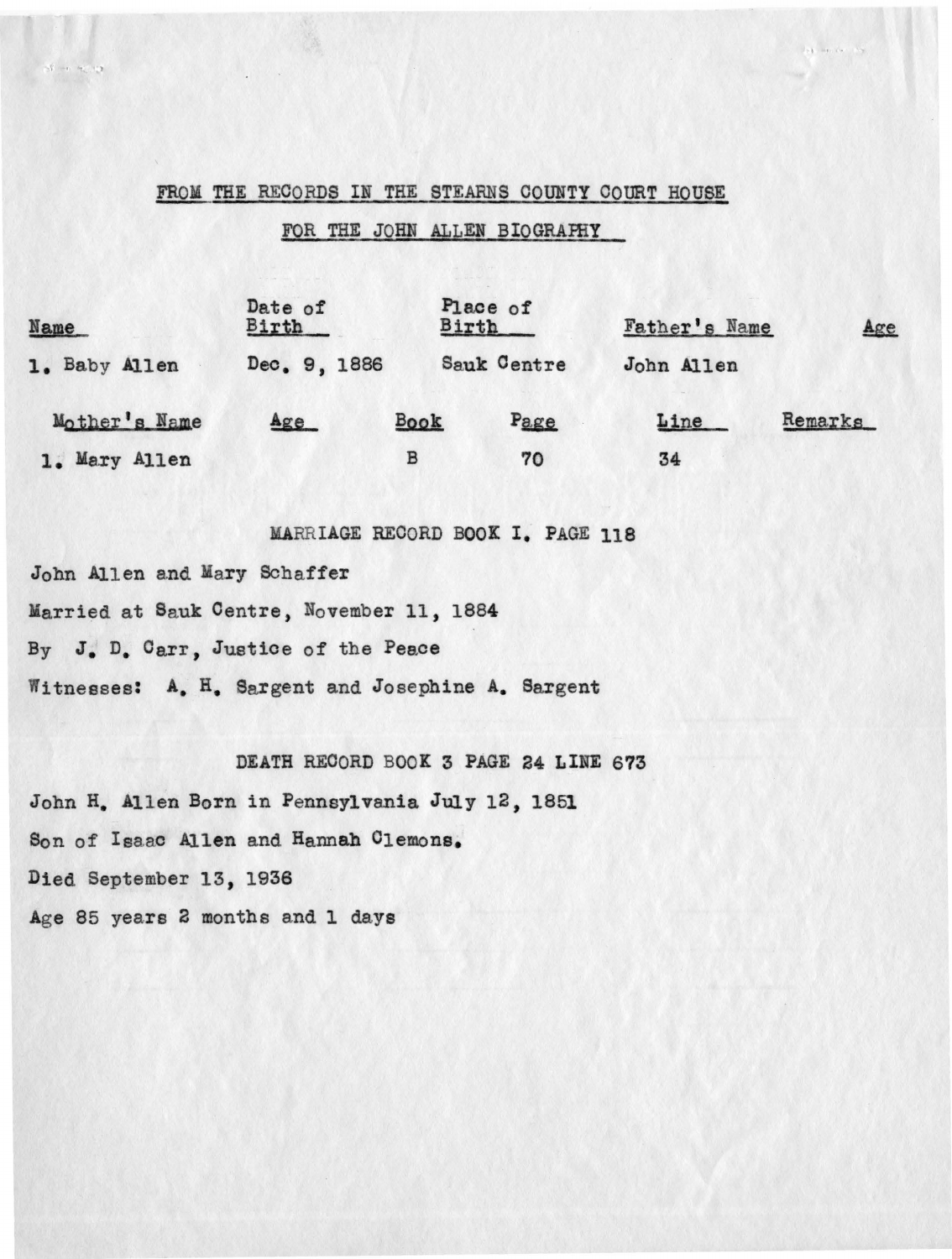## FROM THE RECORDS IN THE STEARNS COUNTY COURT HOUSE

## FOR THE JOHN ALLEN BIOGRAPHY

| Name | Date of Birth | Place of Birth | Father's Name | Age |
|---|---|---|---|---|
| 1. Baby Allen | Dec. 9, 1886 | Sauk Centre | John Allen | |

| Mother's Name | Age | Book | Page | Line | Remarks |
|---|---|---|---|---|---|
| 1. Mary Allen | | B | 70 | 34 | |

### MARRIAGE RECORD BOOK I. PAGE 118

John Allen and Mary Schaffer

Married at Sauk Centre, November 11, 1884

By J. D. Carr, Justice of the Peace

Witnesses: A. H. Sargent and Josephine A. Sargent

### DEATH RECORD BOOK 3 PAGE 24 LINE 673

John H. Allen Born in Pennsylvania July 12, 1851

Son of Isaac Allen and Hannah Clemons.

Died September 13, 1936

Age 85 years 2 months and 1 days